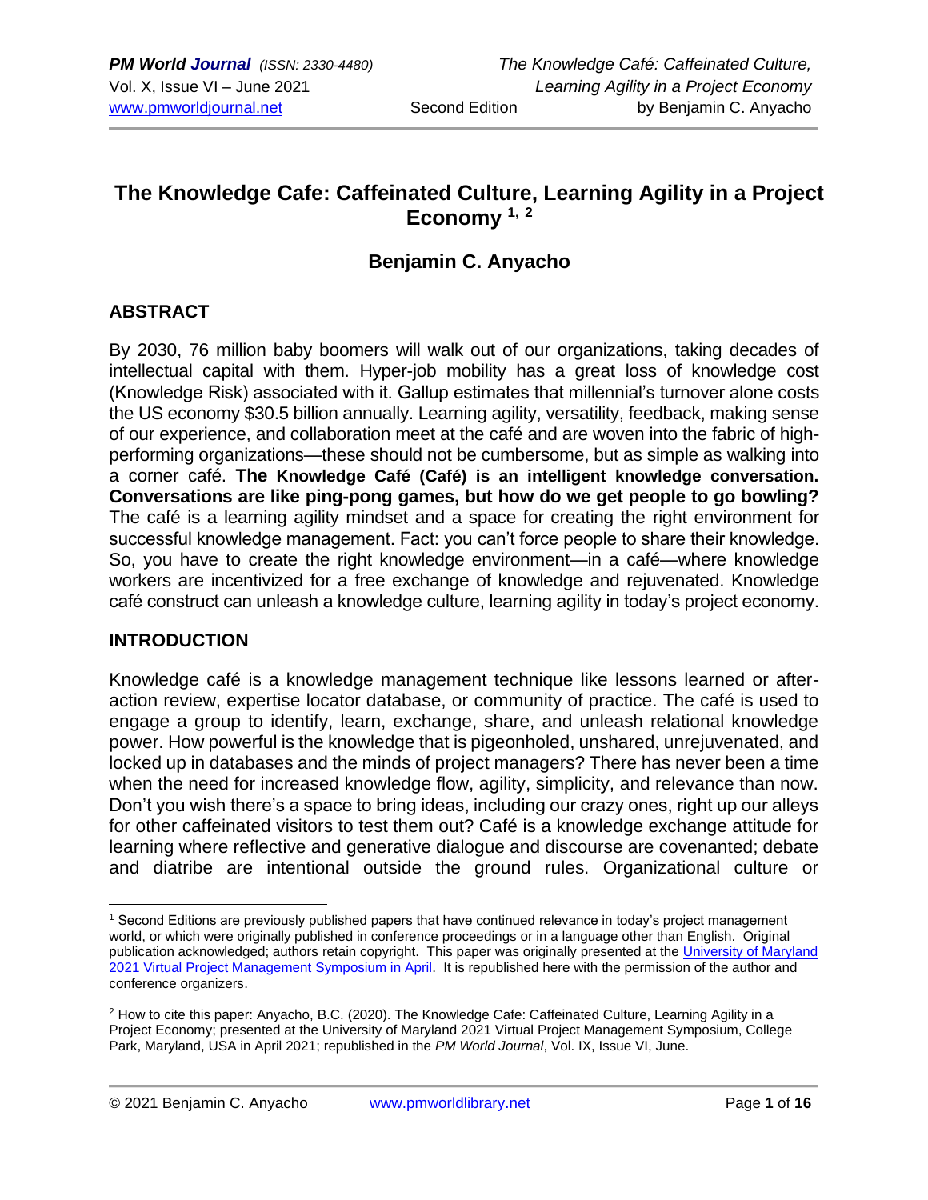# The Knowledge Cafe: Caffeinated Culture, Learning Agility in a Project Economy [1, 2]

## Benjamin C. Anyacho

## ABSTRACT

By 2030, 76 million baby boomers will walk out of our organizations, taking decades of intellectual capital with them. Hyper-job mobility has a great loss of knowledge cost (Knowledge Risk) associated with it. Gallup estimates that millennial's turnover alone costs the US economy $30.5 billion annually. Learning agility, versatility, feedback, making sense of our experience, and collaboration meet at the café and are woven into the fabric of high-performing organizations—these should not be cumbersome, but as simple as walking into a corner café. **The Knowledge Café (Café) is an intelligent knowledge conversation. Conversations are like ping-pong games, but how do we get people to go bowling?** The café is a learning agility mindset and a space for creating the right environment for successful knowledge management. Fact: you can't force people to share their knowledge. So, you have to create the right knowledge environment—in a café—where knowledge workers are incentivized for a free exchange of knowledge and rejuvenated. Knowledge café construct can unleash a knowledge culture, learning agility in today's project economy.

## INTRODUCTION

Knowledge café is a knowledge management technique like lessons learned or after-action review, expertise locator database, or community of practice. The café is used to engage a group to identify, learn, exchange, share, and unleash relational knowledge power. How powerful is the knowledge that is pigeonholed, unshared, unrejuvenated, and locked up in databases and the minds of project managers? There has never been a time when the need for increased knowledge flow, agility, simplicity, and relevance than now. Don't you wish there's a space to bring ideas, including our crazy ones, right up our alleys for other caffeinated visitors to test them out? Café is a knowledge exchange attitude for learning where reflective and generative dialogue and discourse are covenanted; debate and diatribe are intentional outside the ground rules. Organizational culture or

---

[1] Second Editions are previously published papers that have continued relevance in today's project management world, or which were originally published in conference proceedings or in a language other than English. Original publication acknowledged; authors retain copyright. This paper was originally presented at the University of Maryland 2021 Virtual Project Management Symposium in April. It is republished here with the permission of the author and conference organizers.

[2] How to cite this paper: Anyacho, B.C. (2020). The Knowledge Cafe: Caffeinated Culture, Learning Agility in a Project Economy; presented at the University of Maryland 2021 Virtual Project Management Symposium, College Park, Maryland, USA in April 2021; republished in the *PM World Journal*, Vol. IX, Issue VI, June.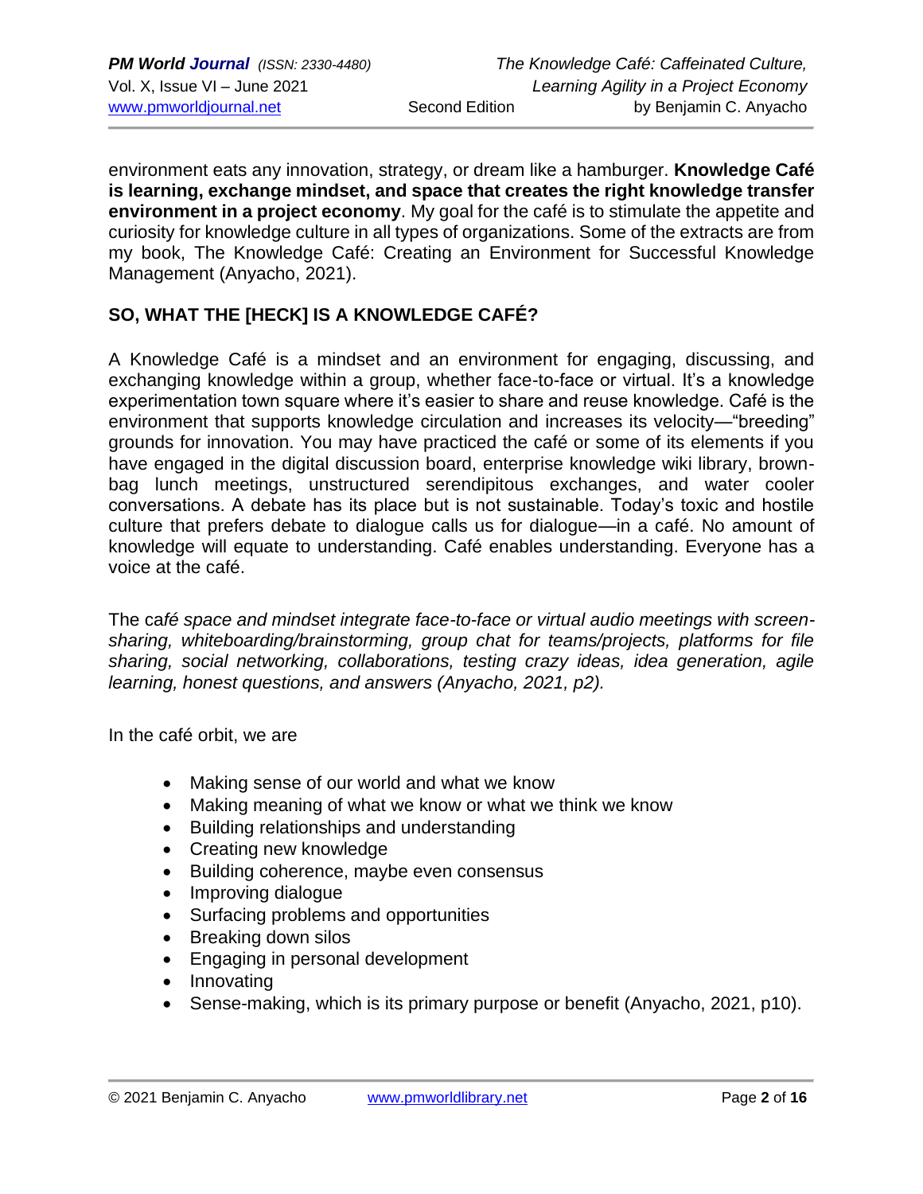environment eats any innovation, strategy, or dream like a hamburger. **Knowledge Café is learning, exchange mindset, and space that creates the right knowledge transfer environment in a project economy**. My goal for the café is to stimulate the appetite and curiosity for knowledge culture in all types of organizations. Some of the extracts are from my book, The Knowledge Café: Creating an Environment for Successful Knowledge Management (Anyacho, 2021).

## SO, WHAT THE [HECK] IS A KNOWLEDGE CAFÉ?

A Knowledge Café is a mindset and an environment for engaging, discussing, and exchanging knowledge within a group, whether face-to-face or virtual. It's a knowledge experimentation town square where it's easier to share and reuse knowledge. Café is the environment that supports knowledge circulation and increases its velocity—"breeding" grounds for innovation. You may have practiced the café or some of its elements if you have engaged in the digital discussion board, enterprise knowledge wiki library, brown-bag lunch meetings, unstructured serendipitous exchanges, and water cooler conversations. A debate has its place but is not sustainable. Today's toxic and hostile culture that prefers debate to dialogue calls us for dialogue—in a café. No amount of knowledge will equate to understanding. Café enables understanding. Everyone has a voice at the café.

The caf*é space and mindset integrate face-to-face or virtual audio meetings with screen-sharing, whiteboarding/brainstorming, group chat for teams/projects, platforms for file sharing, social networking, collaborations, testing crazy ideas, idea generation, agile learning, honest questions, and answers (Anyacho, 2021, p2).*

In the café orbit, we are

- Making sense of our world and what we know
- Making meaning of what we know or what we think we know
- Building relationships and understanding
- Creating new knowledge
- Building coherence, maybe even consensus
- Improving dialogue
- Surfacing problems and opportunities
- Breaking down silos
- Engaging in personal development
- Innovating
- Sense-making, which is its primary purpose or benefit (Anyacho, 2021, p10).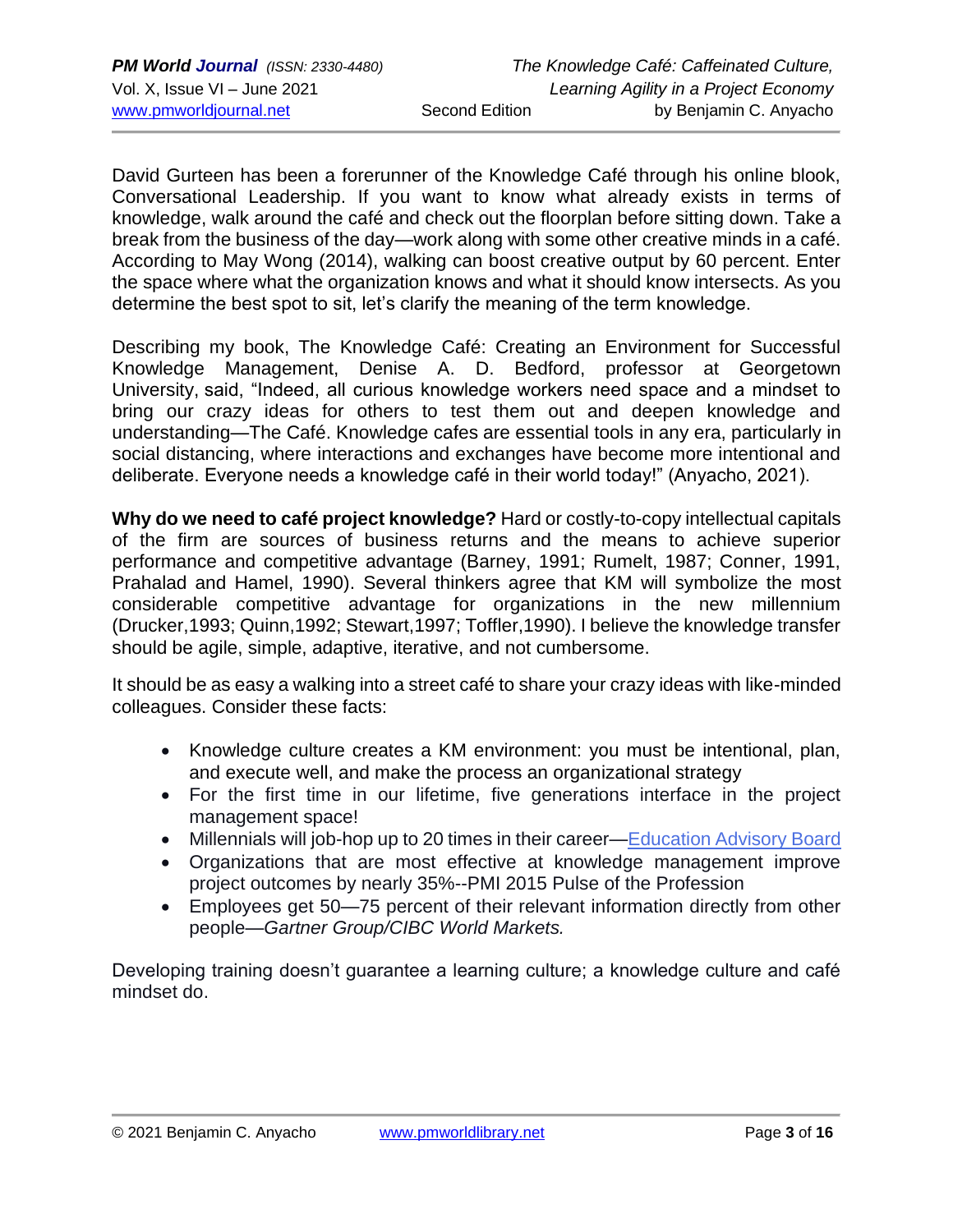David Gurteen has been a forerunner of the Knowledge Café through his online blook, Conversational Leadership. If you want to know what already exists in terms of knowledge, walk around the café and check out the floorplan before sitting down. Take a break from the business of the day—work along with some other creative minds in a café. According to May Wong (2014), walking can boost creative output by 60 percent. Enter the space where what the organization knows and what it should know intersects. As you determine the best spot to sit, let's clarify the meaning of the term knowledge.

Describing my book, The Knowledge Café: Creating an Environment for Successful Knowledge Management, Denise A. D. Bedford, professor at Georgetown University, said, "Indeed, all curious knowledge workers need space and a mindset to bring our crazy ideas for others to test them out and deepen knowledge and understanding—The Café. Knowledge cafes are essential tools in any era, particularly in social distancing, where interactions and exchanges have become more intentional and deliberate. Everyone needs a knowledge café in their world today!" (Anyacho, 2021).

**Why do we need to café project knowledge?** Hard or costly-to-copy intellectual capitals of the firm are sources of business returns and the means to achieve superior performance and competitive advantage (Barney, 1991; Rumelt, 1987; Conner, 1991, Prahalad and Hamel, 1990). Several thinkers agree that KM will symbolize the most considerable competitive advantage for organizations in the new millennium (Drucker,1993; Quinn,1992; Stewart,1997; Toffler,1990). I believe the knowledge transfer should be agile, simple, adaptive, iterative, and not cumbersome.

It should be as easy a walking into a street café to share your crazy ideas with like-minded colleagues. Consider these facts:

- Knowledge culture creates a KM environment: you must be intentional, plan, and execute well, and make the process an organizational strategy
- For the first time in our lifetime, five generations interface in the project management space!
- Millennials will job-hop up to 20 times in their career—Education Advisory Board
- Organizations that are most effective at knowledge management improve project outcomes by nearly 35%--PMI 2015 Pulse of the Profession
- Employees get 50—75 percent of their relevant information directly from other people—*Gartner Group/CIBC World Markets.*

Developing training doesn't guarantee a learning culture; a knowledge culture and café mindset do.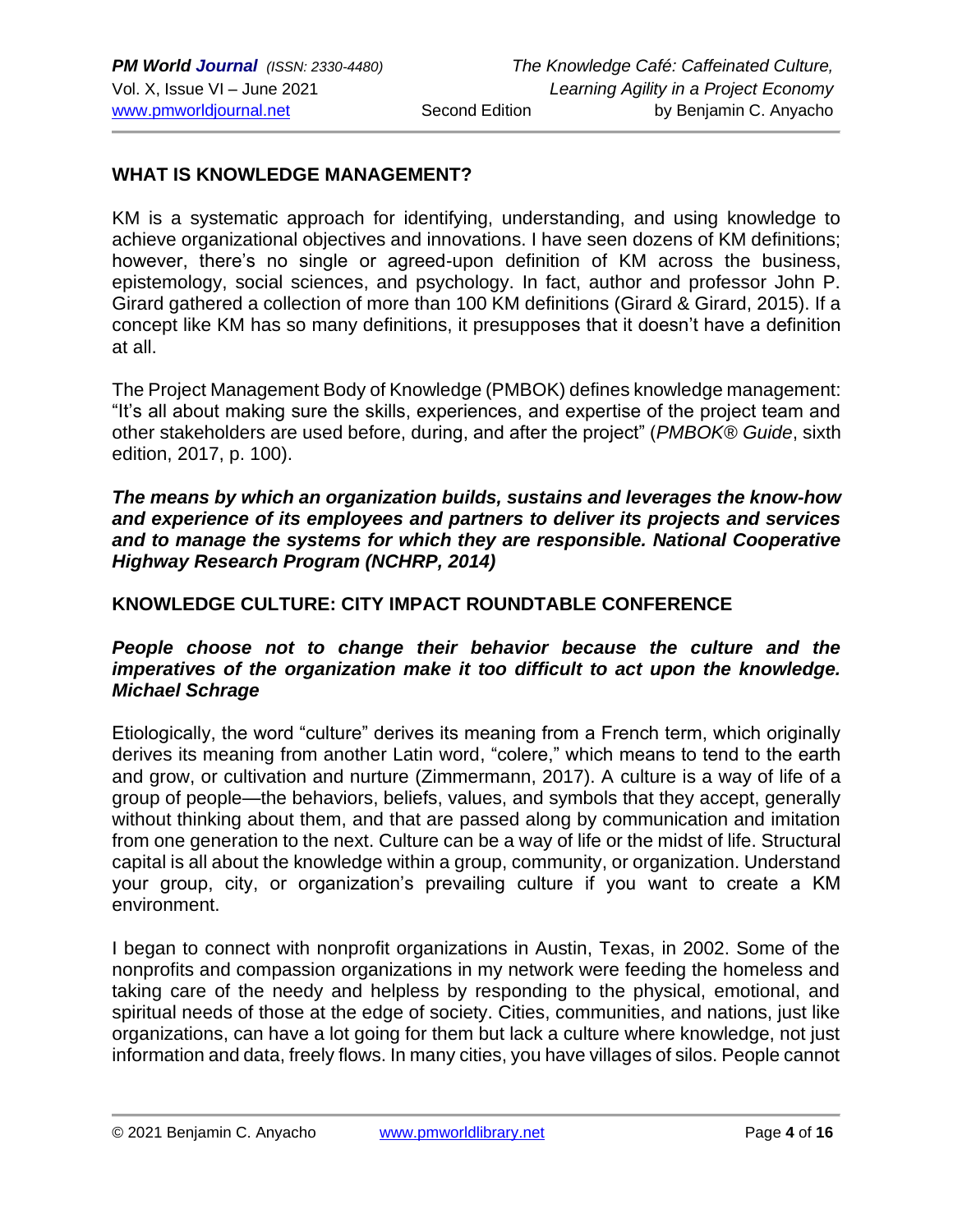## WHAT IS KNOWLEDGE MANAGEMENT?

KM is a systematic approach for identifying, understanding, and using knowledge to achieve organizational objectives and innovations. I have seen dozens of KM definitions; however, there's no single or agreed-upon definition of KM across the business, epistemology, social sciences, and psychology. In fact, author and professor John P. Girard gathered a collection of more than 100 KM definitions (Girard & Girard, 2015). If a concept like KM has so many definitions, it presupposes that it doesn't have a definition at all.

The Project Management Body of Knowledge (PMBOK) defines knowledge management: "It's all about making sure the skills, experiences, and expertise of the project team and other stakeholders are used before, during, and after the project" (*PMBOK® Guide*, sixth edition, 2017, p. 100).

***The means by which an organization builds, sustains and leverages the know-how and experience of its employees and partners to deliver its projects and services and to manage the systems for which they are responsible. National Cooperative Highway Research Program (NCHRP, 2014)***

## KNOWLEDGE CULTURE: CITY IMPACT ROUNDTABLE CONFERENCE

***People choose not to change their behavior because the culture and the imperatives of the organization make it too difficult to act upon the knowledge. Michael Schrage***

Etiologically, the word "culture" derives its meaning from a French term, which originally derives its meaning from another Latin word, "colere," which means to tend to the earth and grow, or cultivation and nurture (Zimmermann, 2017). A culture is a way of life of a group of people—the behaviors, beliefs, values, and symbols that they accept, generally without thinking about them, and that are passed along by communication and imitation from one generation to the next. Culture can be a way of life or the midst of life. Structural capital is all about the knowledge within a group, community, or organization. Understand your group, city, or organization's prevailing culture if you want to create a KM environment.

I began to connect with nonprofit organizations in Austin, Texas, in 2002. Some of the nonprofits and compassion organizations in my network were feeding the homeless and taking care of the needy and helpless by responding to the physical, emotional, and spiritual needs of those at the edge of society. Cities, communities, and nations, just like organizations, can have a lot going for them but lack a culture where knowledge, not just information and data, freely flows. In many cities, you have villages of silos. People cannot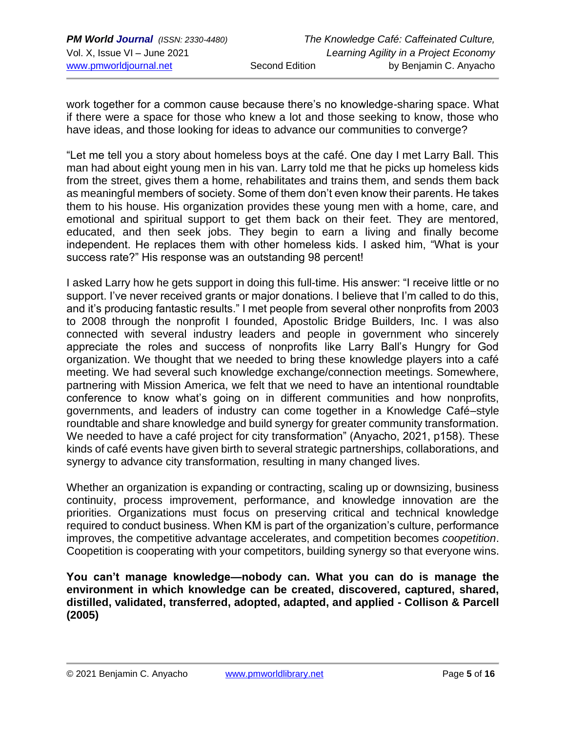work together for a common cause because there's no knowledge-sharing space. What if there were a space for those who knew a lot and those seeking to know, those who have ideas, and those looking for ideas to advance our communities to converge?

"Let me tell you a story about homeless boys at the café. One day I met Larry Ball. This man had about eight young men in his van. Larry told me that he picks up homeless kids from the street, gives them a home, rehabilitates and trains them, and sends them back as meaningful members of society. Some of them don't even know their parents. He takes them to his house. His organization provides these young men with a home, care, and emotional and spiritual support to get them back on their feet. They are mentored, educated, and then seek jobs. They begin to earn a living and finally become independent. He replaces them with other homeless kids. I asked him, "What is your success rate?" His response was an outstanding 98 percent!

I asked Larry how he gets support in doing this full-time. His answer: "I receive little or no support. I've never received grants or major donations. I believe that I'm called to do this, and it's producing fantastic results." I met people from several other nonprofits from 2003 to 2008 through the nonprofit I founded, Apostolic Bridge Builders, Inc. I was also connected with several industry leaders and people in government who sincerely appreciate the roles and success of nonprofits like Larry Ball's Hungry for God organization. We thought that we needed to bring these knowledge players into a café meeting. We had several such knowledge exchange/connection meetings. Somewhere, partnering with Mission America, we felt that we need to have an intentional roundtable conference to know what's going on in different communities and how nonprofits, governments, and leaders of industry can come together in a Knowledge Café–style roundtable and share knowledge and build synergy for greater community transformation. We needed to have a café project for city transformation" (Anyacho, 2021, p158). These kinds of café events have given birth to several strategic partnerships, collaborations, and synergy to advance city transformation, resulting in many changed lives.

Whether an organization is expanding or contracting, scaling up or downsizing, business continuity, process improvement, performance, and knowledge innovation are the priorities. Organizations must focus on preserving critical and technical knowledge required to conduct business. When KM is part of the organization's culture, performance improves, the competitive advantage accelerates, and competition becomes *coopetition*. Coopetition is cooperating with your competitors, building synergy so that everyone wins.

**You can't manage knowledge—nobody can. What you can do is manage the environment in which knowledge can be created, discovered, captured, shared, distilled, validated, transferred, adopted, adapted, and applied - Collison & Parcell (2005)**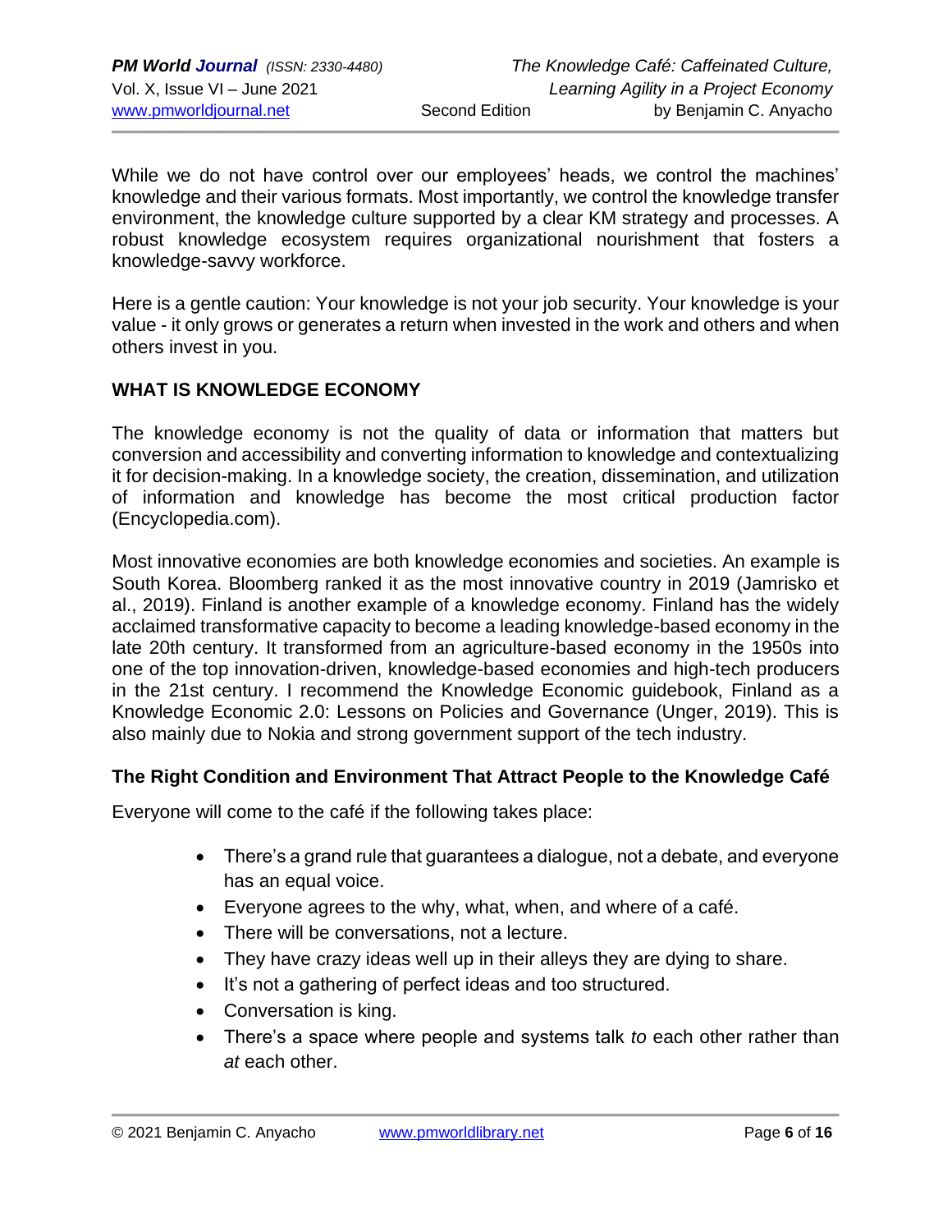While we do not have control over our employees' heads, we control the machines' knowledge and their various formats. Most importantly, we control the knowledge transfer environment, the knowledge culture supported by a clear KM strategy and processes. A robust knowledge ecosystem requires organizational nourishment that fosters a knowledge-savvy workforce.

Here is a gentle caution: Your knowledge is not your job security. Your knowledge is your value - it only grows or generates a return when invested in the work and others and when others invest in you.

## WHAT IS KNOWLEDGE ECONOMY

The knowledge economy is not the quality of data or information that matters but conversion and accessibility and converting information to knowledge and contextualizing it for decision-making. In a knowledge society, the creation, dissemination, and utilization of information and knowledge has become the most critical production factor (Encyclopedia.com).

Most innovative economies are both knowledge economies and societies. An example is South Korea. Bloomberg ranked it as the most innovative country in 2019 (Jamrisko et al., 2019). Finland is another example of a knowledge economy. Finland has the widely acclaimed transformative capacity to become a leading knowledge-based economy in the late 20th century. It transformed from an agriculture-based economy in the 1950s into one of the top innovation-driven, knowledge-based economies and high-tech producers in the 21st century. I recommend the Knowledge Economic guidebook, Finland as a Knowledge Economic 2.0: Lessons on Policies and Governance (Unger, 2019). This is also mainly due to Nokia and strong government support of the tech industry.

### The Right Condition and Environment That Attract People to the Knowledge Café

Everyone will come to the café if the following takes place:

- There's a grand rule that guarantees a dialogue, not a debate, and everyone has an equal voice.
- Everyone agrees to the why, what, when, and where of a café.
- There will be conversations, not a lecture.
- They have crazy ideas well up in their alleys they are dying to share.
- It's not a gathering of perfect ideas and too structured.
- Conversation is king.
- There's a space where people and systems talk *to* each other rather than *at* each other.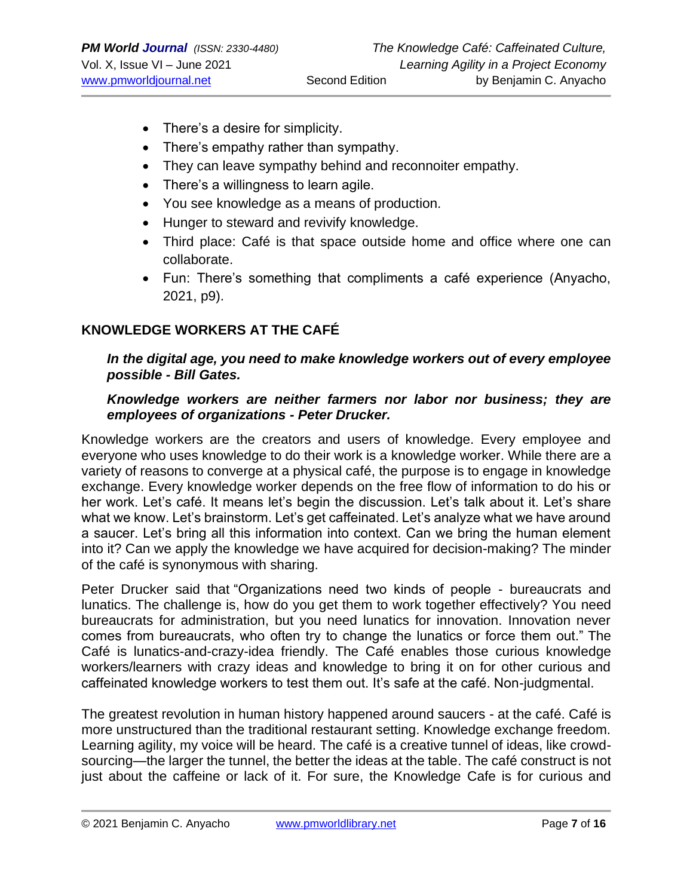- There's a desire for simplicity.
- There's empathy rather than sympathy.
- They can leave sympathy behind and reconnoiter empathy.
- There's a willingness to learn agile.
- You see knowledge as a means of production.
- Hunger to steward and revivify knowledge.
- Third place: Café is that space outside home and office where one can collaborate.
- Fun: There's something that compliments a café experience (Anyacho, 2021, p9).

## KNOWLEDGE WORKERS AT THE CAFÉ

> ***In the digital age, you need to make knowledge workers out of every employee possible - Bill Gates.***
>
> ***Knowledge workers are neither farmers nor labor nor business; they are employees of organizations - Peter Drucker.***

Knowledge workers are the creators and users of knowledge. Every employee and everyone who uses knowledge to do their work is a knowledge worker. While there are a variety of reasons to converge at a physical café, the purpose is to engage in knowledge exchange. Every knowledge worker depends on the free flow of information to do his or her work. Let's café. It means let's begin the discussion. Let's talk about it. Let's share what we know. Let's brainstorm. Let's get caffeinated. Let's analyze what we have around a saucer. Let's bring all this information into context. Can we bring the human element into it? Can we apply the knowledge we have acquired for decision-making? The minder of the café is synonymous with sharing.

Peter Drucker said that "Organizations need two kinds of people - bureaucrats and lunatics. The challenge is, how do you get them to work together effectively? You need bureaucrats for administration, but you need lunatics for innovation. Innovation never comes from bureaucrats, who often try to change the lunatics or force them out." The Café is lunatics-and-crazy-idea friendly. The Café enables those curious knowledge workers/learners with crazy ideas and knowledge to bring it on for other curious and caffeinated knowledge workers to test them out. It's safe at the café. Non-judgmental.

The greatest revolution in human history happened around saucers - at the café. Café is more unstructured than the traditional restaurant setting. Knowledge exchange freedom. Learning agility, my voice will be heard. The café is a creative tunnel of ideas, like crowd-sourcing—the larger the tunnel, the better the ideas at the table. The café construct is not just about the caffeine or lack of it. For sure, the Knowledge Cafe is for curious and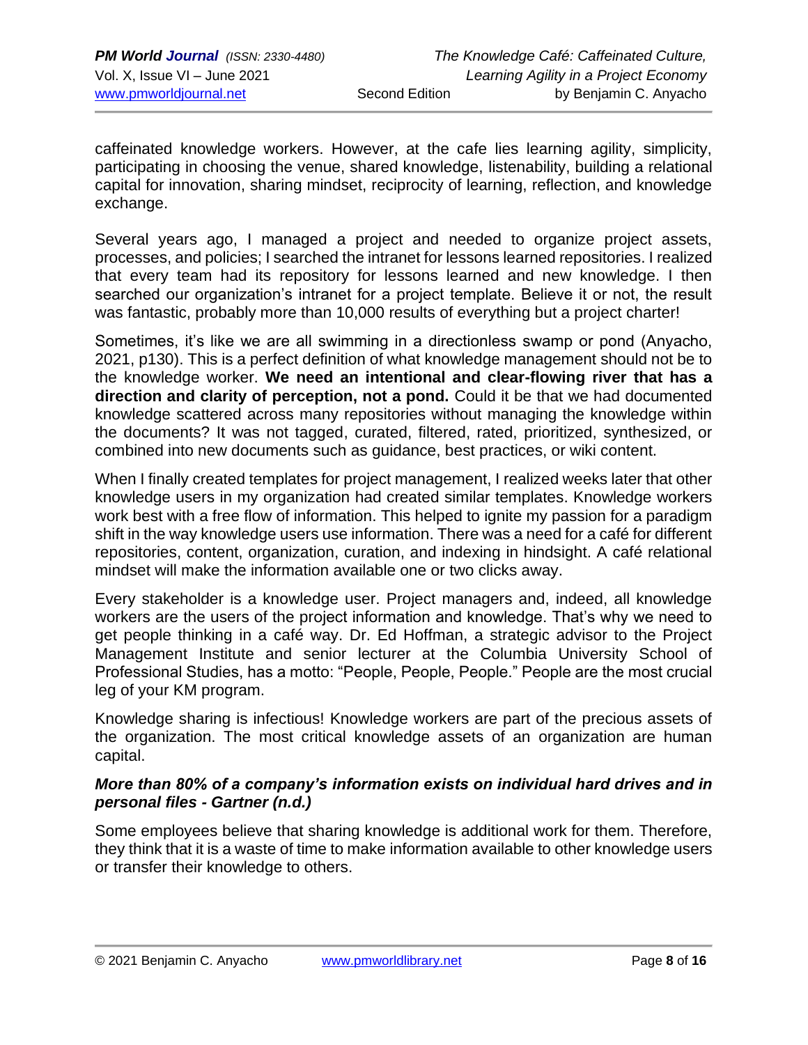caffeinated knowledge workers. However, at the cafe lies learning agility, simplicity, participating in choosing the venue, shared knowledge, listenability, building a relational capital for innovation, sharing mindset, reciprocity of learning, reflection, and knowledge exchange.

Several years ago, I managed a project and needed to organize project assets, processes, and policies; I searched the intranet for lessons learned repositories. I realized that every team had its repository for lessons learned and new knowledge. I then searched our organization's intranet for a project template. Believe it or not, the result was fantastic, probably more than 10,000 results of everything but a project charter!

Sometimes, it's like we are all swimming in a directionless swamp or pond (Anyacho, 2021, p130). This is a perfect definition of what knowledge management should not be to the knowledge worker. **We need an intentional and clear-flowing river that has a direction and clarity of perception, not a pond.** Could it be that we had documented knowledge scattered across many repositories without managing the knowledge within the documents? It was not tagged, curated, filtered, rated, prioritized, synthesized, or combined into new documents such as guidance, best practices, or wiki content.

When I finally created templates for project management, I realized weeks later that other knowledge users in my organization had created similar templates. Knowledge workers work best with a free flow of information. This helped to ignite my passion for a paradigm shift in the way knowledge users use information. There was a need for a café for different repositories, content, organization, curation, and indexing in hindsight. A café relational mindset will make the information available one or two clicks away.

Every stakeholder is a knowledge user. Project managers and, indeed, all knowledge workers are the users of the project information and knowledge. That's why we need to get people thinking in a café way. Dr. Ed Hoffman, a strategic advisor to the Project Management Institute and senior lecturer at the Columbia University School of Professional Studies, has a motto: "People, People, People." People are the most crucial leg of your KM program.

Knowledge sharing is infectious! Knowledge workers are part of the precious assets of the organization. The most critical knowledge assets of an organization are human capital.

***More than 80% of a company's information exists on individual hard drives and in personal files - Gartner (n.d.)***

Some employees believe that sharing knowledge is additional work for them. Therefore, they think that it is a waste of time to make information available to other knowledge users or transfer their knowledge to others.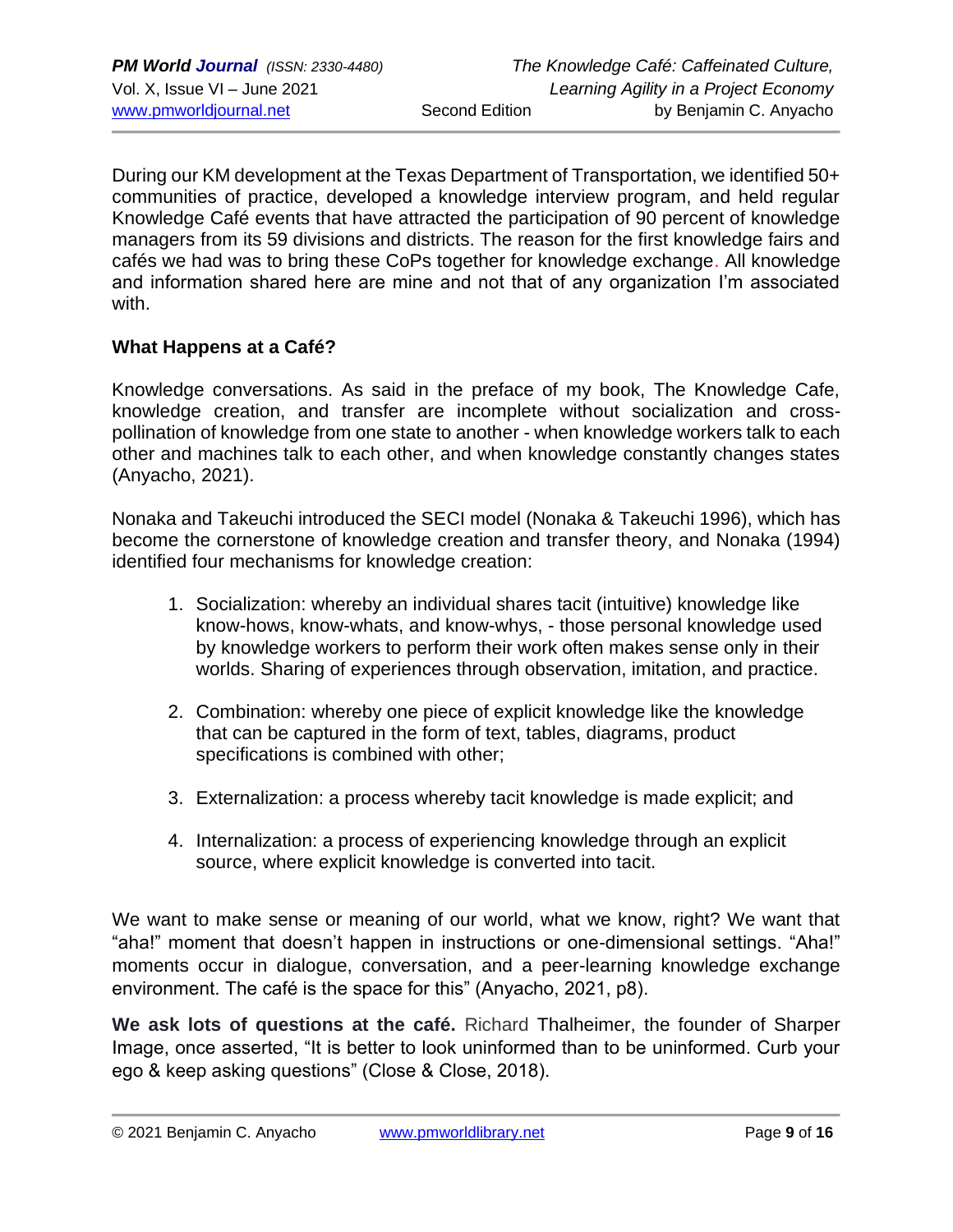During our KM development at the Texas Department of Transportation, we identified 50+ communities of practice, developed a knowledge interview program, and held regular Knowledge Café events that have attracted the participation of 90 percent of knowledge managers from its 59 divisions and districts. The reason for the first knowledge fairs and cafés we had was to bring these CoPs together for knowledge exchange. All knowledge and information shared here are mine and not that of any organization I'm associated with.

### What Happens at a Café?

Knowledge conversations. As said in the preface of my book, The Knowledge Cafe, knowledge creation, and transfer are incomplete without socialization and cross-pollination of knowledge from one state to another - when knowledge workers talk to each other and machines talk to each other, and when knowledge constantly changes states (Anyacho, 2021).

Nonaka and Takeuchi introduced the SECI model (Nonaka & Takeuchi 1996), which has become the cornerstone of knowledge creation and transfer theory, and Nonaka (1994) identified four mechanisms for knowledge creation:

1. Socialization: whereby an individual shares tacit (intuitive) knowledge like know-hows, know-whats, and know-whys, - those personal knowledge used by knowledge workers to perform their work often makes sense only in their worlds. Sharing of experiences through observation, imitation, and practice.

2. Combination: whereby one piece of explicit knowledge like the knowledge that can be captured in the form of text, tables, diagrams, product specifications is combined with other;

3. Externalization: a process whereby tacit knowledge is made explicit; and

4. Internalization: a process of experiencing knowledge through an explicit source, where explicit knowledge is converted into tacit.

We want to make sense or meaning of our world, what we know, right? We want that "aha!" moment that doesn't happen in instructions or one-dimensional settings. "Aha!" moments occur in dialogue, conversation, and a peer-learning knowledge exchange environment. The café is the space for this" (Anyacho, 2021, p8).

**We ask lots of questions at the café.** Richard Thalheimer, the founder of Sharper Image, once asserted, "It is better to look uninformed than to be uninformed. Curb your ego & keep asking questions" (Close & Close, 2018).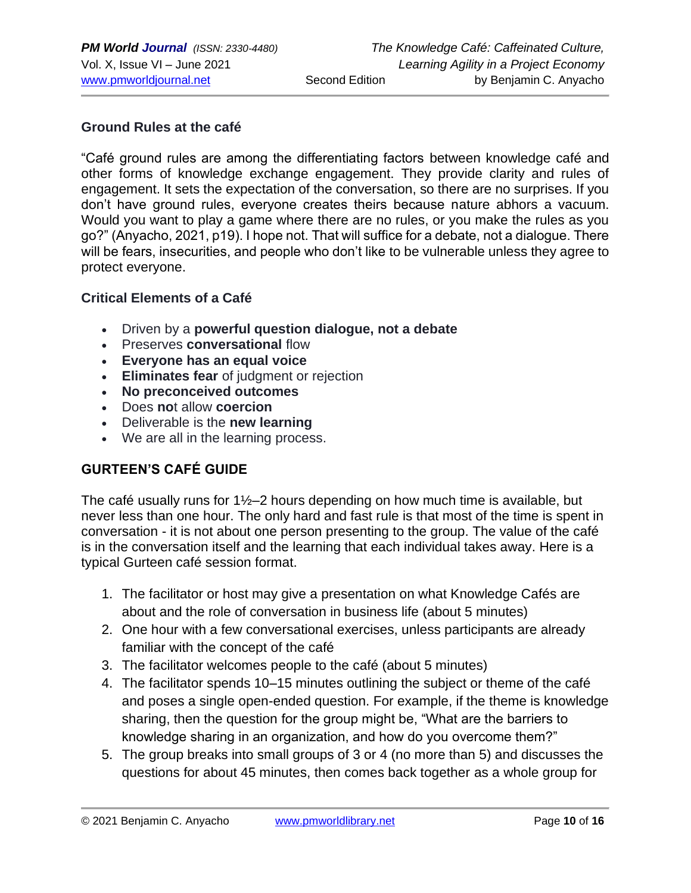### Ground Rules at the café

"Café ground rules are among the differentiating factors between knowledge café and other forms of knowledge exchange engagement. They provide clarity and rules of engagement. It sets the expectation of the conversation, so there are no surprises. If you don't have ground rules, everyone creates theirs because nature abhors a vacuum. Would you want to play a game where there are no rules, or you make the rules as you go?" (Anyacho, 2021, p19). I hope not. That will suffice for a debate, not a dialogue. There will be fears, insecurities, and people who don't like to be vulnerable unless they agree to protect everyone.

### Critical Elements of a Café

- Driven by a **powerful question dialogue, not a debate**
- Preserves **conversational** flow
- **Everyone has an equal voice**
- **Eliminates fear** of judgment or rejection
- **No preconceived outcomes**
- Does **no**t allow **coercion**
- Deliverable is the **new learning**
- We are all in the learning process.

## GURTEEN'S CAFÉ GUIDE

The café usually runs for 1½–2 hours depending on how much time is available, but never less than one hour. The only hard and fast rule is that most of the time is spent in conversation - it is not about one person presenting to the group. The value of the café is in the conversation itself and the learning that each individual takes away. Here is a typical Gurteen café session format.

1. The facilitator or host may give a presentation on what Knowledge Cafés are about and the role of conversation in business life (about 5 minutes)
2. One hour with a few conversational exercises, unless participants are already familiar with the concept of the café
3. The facilitator welcomes people to the café (about 5 minutes)
4. The facilitator spends 10–15 minutes outlining the subject or theme of the café and poses a single open-ended question. For example, if the theme is knowledge sharing, then the question for the group might be, "What are the barriers to knowledge sharing in an organization, and how do you overcome them?"
5. The group breaks into small groups of 3 or 4 (no more than 5) and discusses the questions for about 45 minutes, then comes back together as a whole group for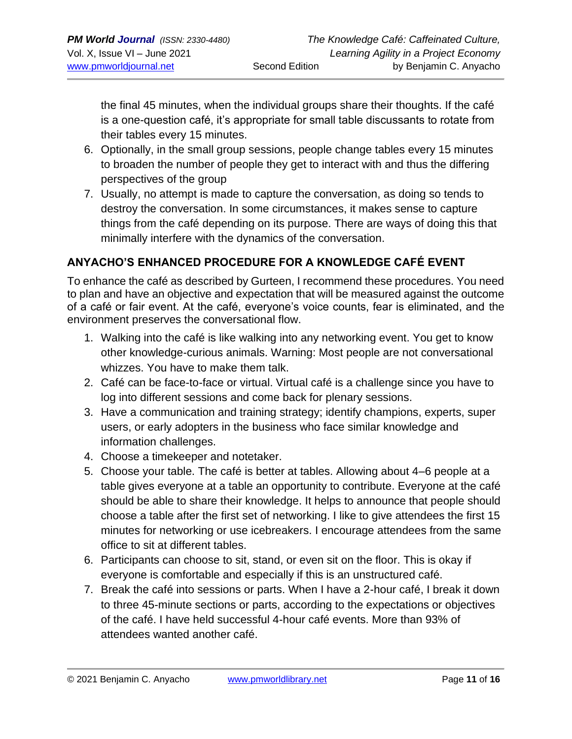the final 45 minutes, when the individual groups share their thoughts. If the café is a one-question café, it's appropriate for small table discussants to rotate from their tables every 15 minutes.

6. Optionally, in the small group sessions, people change tables every 15 minutes to broaden the number of people they get to interact with and thus the differing perspectives of the group
7. Usually, no attempt is made to capture the conversation, as doing so tends to destroy the conversation. In some circumstances, it makes sense to capture things from the café depending on its purpose. There are ways of doing this that minimally interfere with the dynamics of the conversation.

## ANYACHO'S ENHANCED PROCEDURE FOR A KNOWLEDGE CAFÉ EVENT

To enhance the café as described by Gurteen, I recommend these procedures. You need to plan and have an objective and expectation that will be measured against the outcome of a café or fair event. At the café, everyone's voice counts, fear is eliminated, and the environment preserves the conversational flow.

1. Walking into the café is like walking into any networking event. You get to know other knowledge-curious animals. Warning: Most people are not conversational whizzes. You have to make them talk.
2. Café can be face-to-face or virtual. Virtual café is a challenge since you have to log into different sessions and come back for plenary sessions.
3. Have a communication and training strategy; identify champions, experts, super users, or early adopters in the business who face similar knowledge and information challenges.
4. Choose a timekeeper and notetaker.
5. Choose your table. The café is better at tables. Allowing about 4–6 people at a table gives everyone at a table an opportunity to contribute. Everyone at the café should be able to share their knowledge. It helps to announce that people should choose a table after the first set of networking. I like to give attendees the first 15 minutes for networking or use icebreakers. I encourage attendees from the same office to sit at different tables.
6. Participants can choose to sit, stand, or even sit on the floor. This is okay if everyone is comfortable and especially if this is an unstructured café.
7. Break the café into sessions or parts. When I have a 2-hour café, I break it down to three 45-minute sections or parts, according to the expectations or objectives of the café. I have held successful 4-hour café events. More than 93% of attendees wanted another café.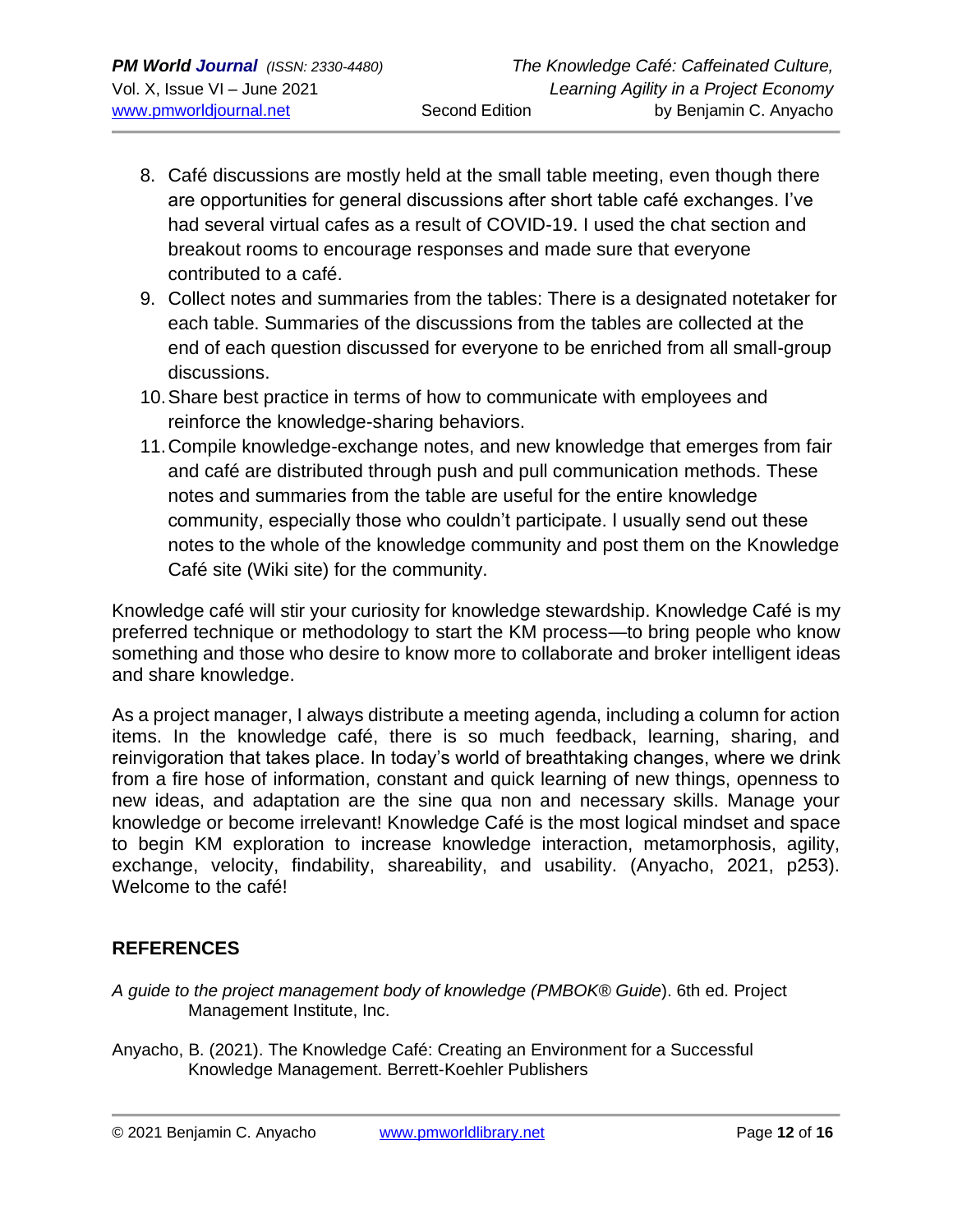8. Café discussions are mostly held at the small table meeting, even though there are opportunities for general discussions after short table café exchanges. I've had several virtual cafes as a result of COVID-19. I used the chat section and breakout rooms to encourage responses and made sure that everyone contributed to a café.
9. Collect notes and summaries from the tables: There is a designated notetaker for each table. Summaries of the discussions from the tables are collected at the end of each question discussed for everyone to be enriched from all small-group discussions.
10. Share best practice in terms of how to communicate with employees and reinforce the knowledge-sharing behaviors.
11. Compile knowledge-exchange notes, and new knowledge that emerges from fair and café are distributed through push and pull communication methods. These notes and summaries from the table are useful for the entire knowledge community, especially those who couldn't participate. I usually send out these notes to the whole of the knowledge community and post them on the Knowledge Café site (Wiki site) for the community.

Knowledge café will stir your curiosity for knowledge stewardship. Knowledge Café is my preferred technique or methodology to start the KM process—to bring people who know something and those who desire to know more to collaborate and broker intelligent ideas and share knowledge.

As a project manager, I always distribute a meeting agenda, including a column for action items. In the knowledge café, there is so much feedback, learning, sharing, and reinvigoration that takes place. In today's world of breathtaking changes, where we drink from a fire hose of information, constant and quick learning of new things, openness to new ideas, and adaptation are the sine qua non and necessary skills. Manage your knowledge or become irrelevant! Knowledge Café is the most logical mindset and space to begin KM exploration to increase knowledge interaction, metamorphosis, agility, exchange, velocity, findability, shareability, and usability. (Anyacho, 2021, p253). Welcome to the café!

## REFERENCES

*A guide to the project management body of knowledge (PMBOK® Guide*). 6th ed. Project Management Institute, Inc.

Anyacho, B. (2021). The Knowledge Café: Creating an Environment for a Successful Knowledge Management. Berrett-Koehler Publishers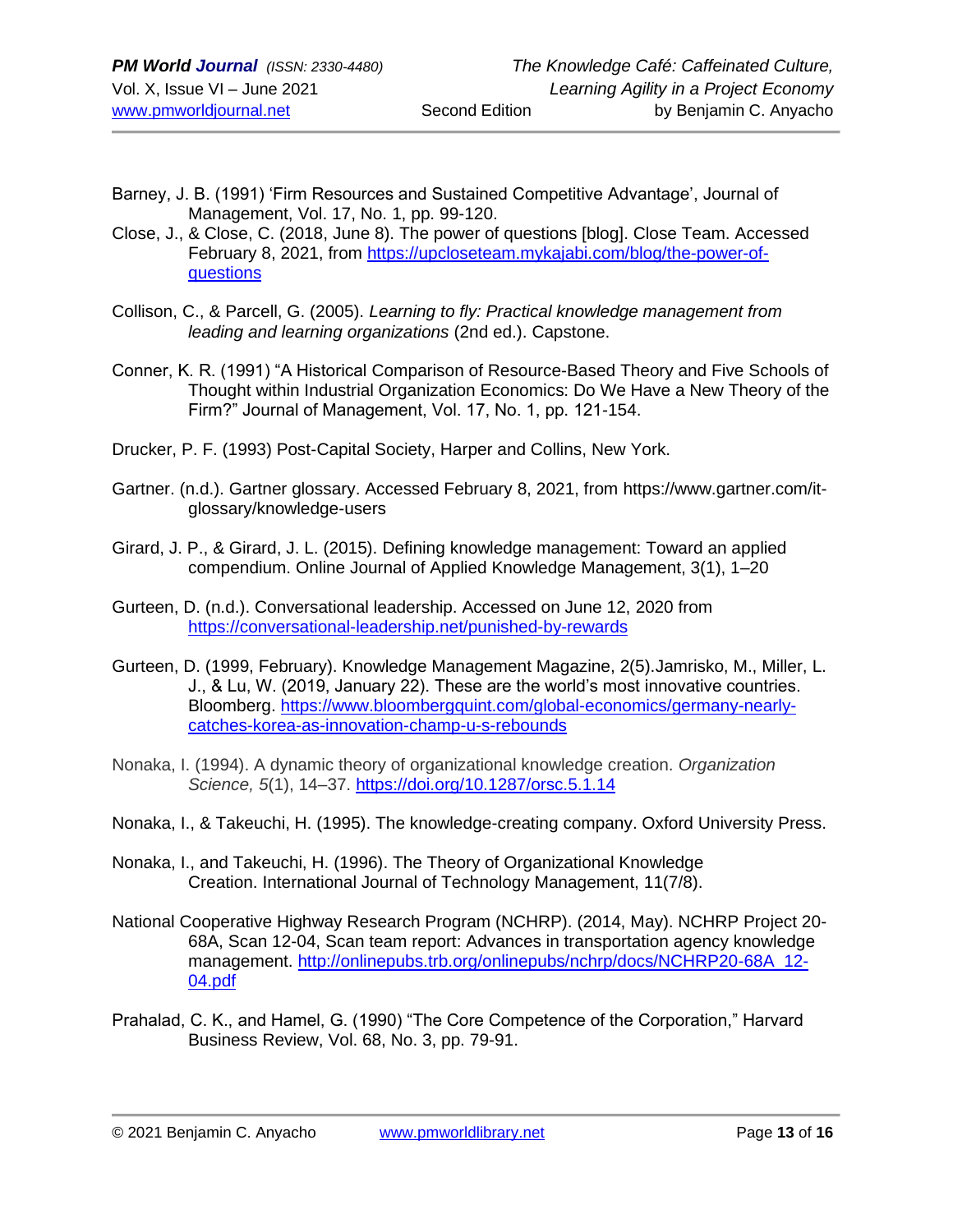Barney, J. B. (1991) 'Firm Resources and Sustained Competitive Advantage', Journal of Management, Vol. 17, No. 1, pp. 99-120.

Close, J., & Close, C. (2018, June 8). The power of questions [blog]. Close Team. Accessed February 8, 2021, from https://upcloseteam.mykajabi.com/blog/the-power-of-questions

Collison, C., & Parcell, G. (2005). *Learning to fly: Practical knowledge management from leading and learning organizations* (2nd ed.). Capstone.

Conner, K. R. (1991) "A Historical Comparison of Resource-Based Theory and Five Schools of Thought within Industrial Organization Economics: Do We Have a New Theory of the Firm?" Journal of Management, Vol. 17, No. 1, pp. 121-154.

Drucker, P. F. (1993) Post-Capital Society, Harper and Collins, New York.

Gartner. (n.d.). Gartner glossary. Accessed February 8, 2021, from https://www.gartner.com/it-glossary/knowledge-users

Girard, J. P., & Girard, J. L. (2015). Defining knowledge management: Toward an applied compendium. Online Journal of Applied Knowledge Management, 3(1), 1–20

Gurteen, D. (n.d.). Conversational leadership. Accessed on June 12, 2020 from https://conversational-leadership.net/punished-by-rewards

Gurteen, D. (1999, February). Knowledge Management Magazine, 2(5).Jamrisko, M., Miller, L. J., & Lu, W. (2019, January 22). These are the world's most innovative countries. Bloomberg. https://www.bloombergquint.com/global-economics/germany-nearly-catches-korea-as-innovation-champ-u-s-rebounds

Nonaka, I. (1994). A dynamic theory of organizational knowledge creation. *Organization Science, 5*(1), 14–37. https://doi.org/10.1287/orsc.5.1.14

Nonaka, I., & Takeuchi, H. (1995). The knowledge-creating company. Oxford University Press.

Nonaka, I., and Takeuchi, H. (1996). The Theory of Organizational Knowledge Creation. International Journal of Technology Management, 11(7/8).

National Cooperative Highway Research Program (NCHRP). (2014, May). NCHRP Project 20-68A, Scan 12-04, Scan team report: Advances in transportation agency knowledge management. http://onlinepubs.trb.org/onlinepubs/nchrp/docs/NCHRP20-68A_12-04.pdf

Prahalad, C. K., and Hamel, G. (1990) "The Core Competence of the Corporation," Harvard Business Review, Vol. 68, No. 3, pp. 79-91.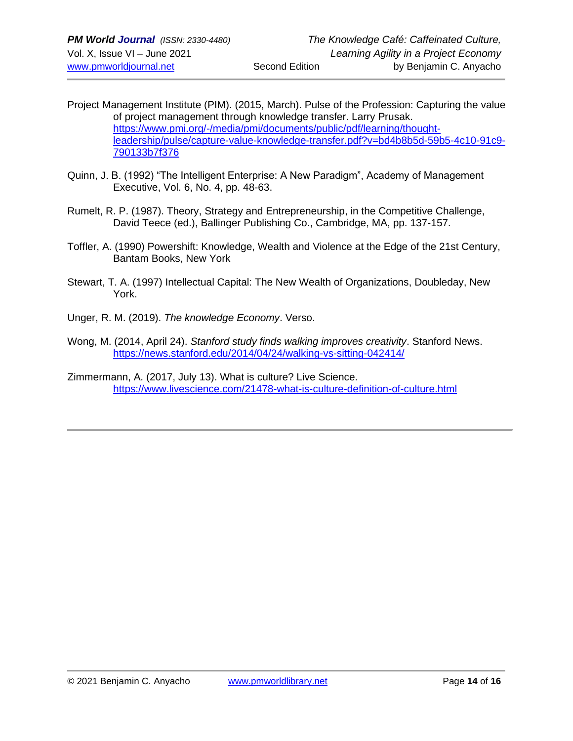Project Management Institute (PIM). (2015, March). Pulse of the Profession: Capturing the value of project management through knowledge transfer. Larry Prusak. https://www.pmi.org/-/media/pmi/documents/public/pdf/learning/thought-leadership/pulse/capture-value-knowledge-transfer.pdf?v=bd4b8b5d-59b5-4c10-91c9-790133b7f376

Quinn, J. B. (1992) “The Intelligent Enterprise: A New Paradigm”, Academy of Management Executive, Vol. 6, No. 4, pp. 48-63.

Rumelt, R. P. (1987). Theory, Strategy and Entrepreneurship, in the Competitive Challenge, David Teece (ed.), Ballinger Publishing Co., Cambridge, MA, pp. 137-157.

Toffler, A. (1990) Powershift: Knowledge, Wealth and Violence at the Edge of the 21st Century, Bantam Books, New York

Stewart, T. A. (1997) Intellectual Capital: The New Wealth of Organizations, Doubleday, New York.

Unger, R. M. (2019). *The knowledge Economy*. Verso.

Wong, M. (2014, April 24). *Stanford study finds walking improves creativity*. Stanford News. https://news.stanford.edu/2014/04/24/walking-vs-sitting-042414/

Zimmermann, A. (2017, July 13). What is culture? Live Science. https://www.livescience.com/21478-what-is-culture-definition-of-culture.html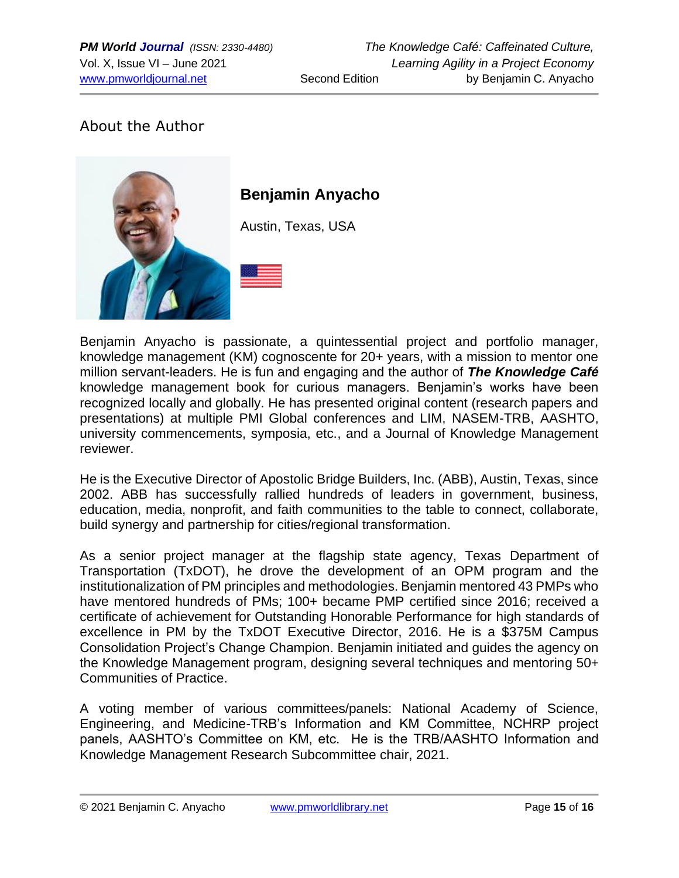## About the Author

### Benjamin Anyacho

Austin, Texas, USA

Benjamin Anyacho is passionate, a quintessential project and portfolio manager, knowledge management (KM) cognoscente for 20+ years, with a mission to mentor one million servant-leaders. He is fun and engaging and the author of ***The Knowledge Café*** knowledge management book for curious managers. Benjamin's works have been recognized locally and globally. He has presented original content (research papers and presentations) at multiple PMI Global conferences and LIM, NASEM-TRB, AASHTO, university commencements, symposia, etc., and a Journal of Knowledge Management reviewer.

He is the Executive Director of Apostolic Bridge Builders, Inc. (ABB), Austin, Texas, since 2002. ABB has successfully rallied hundreds of leaders in government, business, education, media, nonprofit, and faith communities to the table to connect, collaborate, build synergy and partnership for cities/regional transformation.

As a senior project manager at the flagship state agency, Texas Department of Transportation (TxDOT), he drove the development of an OPM program and the institutionalization of PM principles and methodologies. Benjamin mentored 43 PMPs who have mentored hundreds of PMs; 100+ became PMP certified since 2016; received a certificate of achievement for Outstanding Honorable Performance for high standards of excellence in PM by the TxDOT Executive Director, 2016. He is a $375M Campus Consolidation Project's Change Champion. Benjamin initiated and guides the agency on the Knowledge Management program, designing several techniques and mentoring 50+ Communities of Practice.

A voting member of various committees/panels: National Academy of Science, Engineering, and Medicine-TRB's Information and KM Committee, NCHRP project panels, AASHTO's Committee on KM, etc. He is the TRB/AASHTO Information and Knowledge Management Research Subcommittee chair, 2021.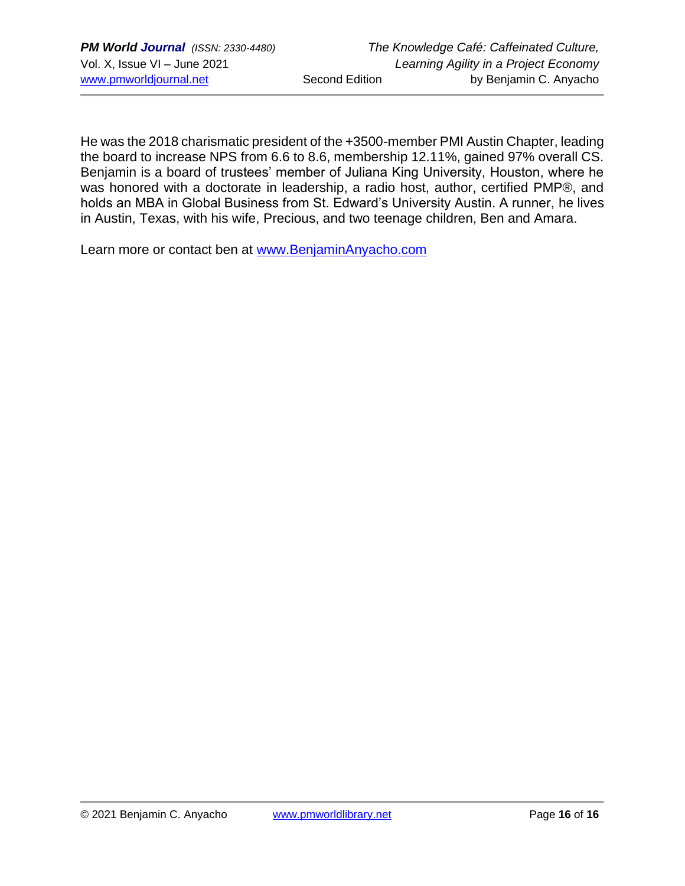He was the 2018 charismatic president of the +3500-member PMI Austin Chapter, leading the board to increase NPS from 6.6 to 8.6, membership 12.11%, gained 97% overall CS. Benjamin is a board of trustees' member of Juliana King University, Houston, where he was honored with a doctorate in leadership, a radio host, author, certified PMP®, and holds an MBA in Global Business from St. Edward's University Austin. A runner, he lives in Austin, Texas, with his wife, Precious, and two teenage children, Ben and Amara.

Learn more or contact ben at [www.BenjaminAnyacho.com](http://www.BenjaminAnyacho.com)